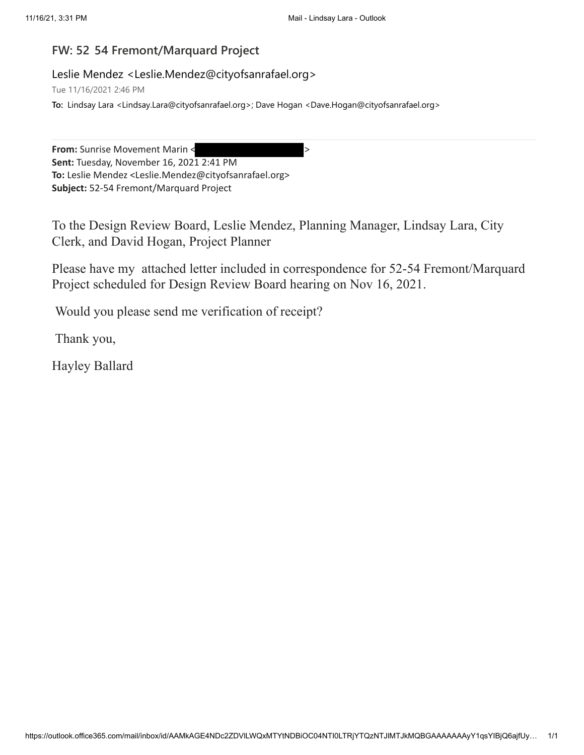## FW: 52 54 Fremont/Marquard Project

Leslie Mendez <Leslie.Mendez@cityofsanrafael.org>

Tue 11/16/2021 2:46 PM

**To:** Lindsay Lara <Lindsay.Lara@cityofsanrafael.org>; Dave Hogan <Dave.Hogan@cityofsanrafael.org>

---

**From:** Sunrise Movement Marin < >
**Sent:** Tuesday, November 16, 2021 2:41 PM
**To:** Leslie Mendez <Leslie.Mendez@cityofsanrafael.org>
**Subject:** 52-54 Fremont/Marquard Project

To the Design Review Board, Leslie Mendez, Planning Manager, Lindsay Lara, City Clerk, and David Hogan, Project Planner

Please have my attached letter included in correspondence for 52-54 Fremont/Marquard Project scheduled for Design Review Board hearing on Nov 16, 2021.

Would you please send me verification of receipt?

Thank you,

Hayley Ballard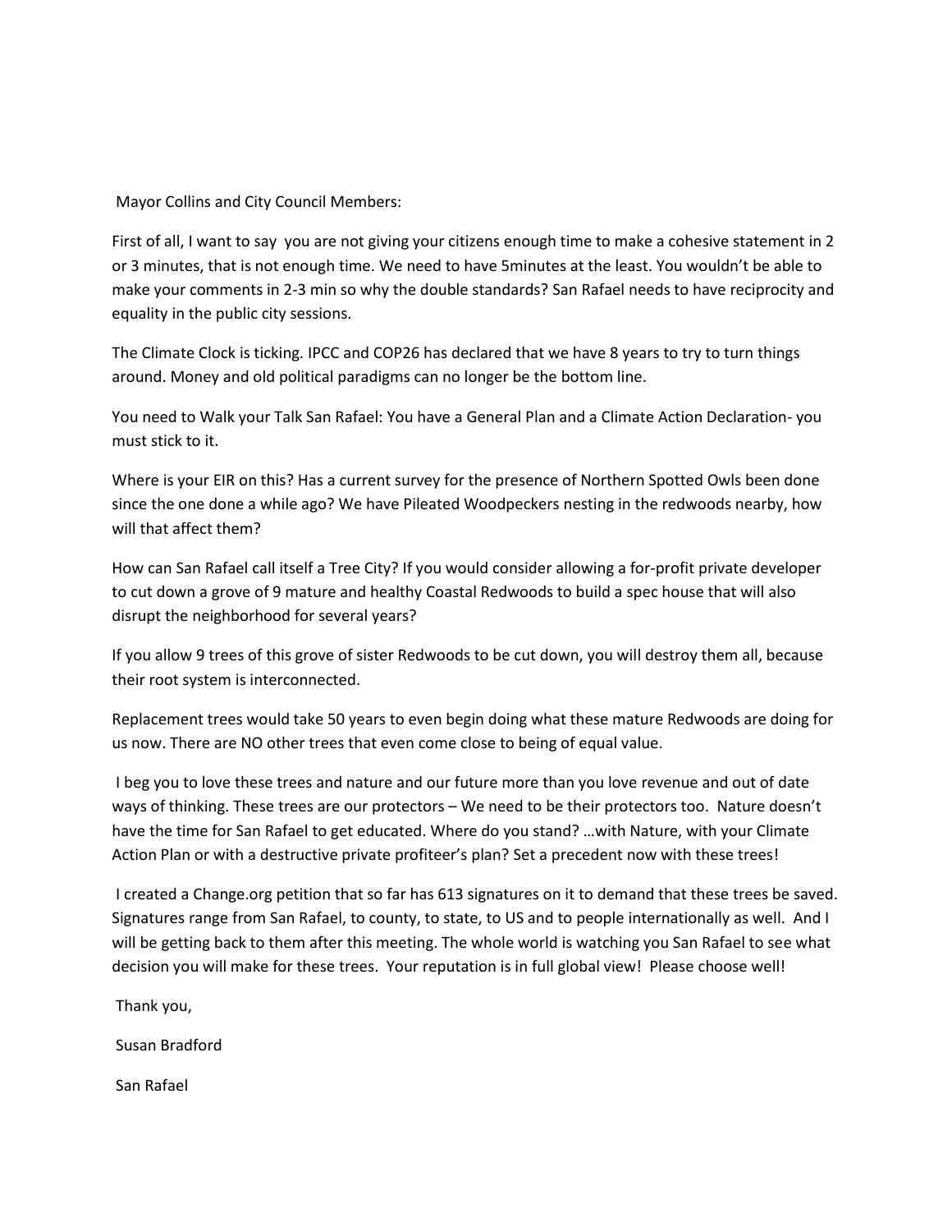Mayor Collins and City Council Members:

First of all, I want to say you are not giving your citizens enough time to make a cohesive statement in 2 or 3 minutes, that is not enough time. We need to have 5minutes at the least. You wouldn't be able to make your comments in 2-3 min so why the double standards? San Rafael needs to have reciprocity and equality in the public city sessions.

The Climate Clock is ticking. IPCC and COP26 has declared that we have 8 years to try to turn things around. Money and old political paradigms can no longer be the bottom line.

You need to Walk your Talk San Rafael: You have a General Plan and a Climate Action Declaration- you must stick to it.

Where is your EIR on this? Has a current survey for the presence of Northern Spotted Owls been done since the one done a while ago? We have Pileated Woodpeckers nesting in the redwoods nearby, how will that affect them?

How can San Rafael call itself a Tree City? If you would consider allowing a for-profit private developer to cut down a grove of 9 mature and healthy Coastal Redwoods to build a spec house that will also disrupt the neighborhood for several years?

If you allow 9 trees of this grove of sister Redwoods to be cut down, you will destroy them all, because their root system is interconnected.

Replacement trees would take 50 years to even begin doing what these mature Redwoods are doing for us now. There are NO other trees that even come close to being of equal value.

I beg you to love these trees and nature and our future more than you love revenue and out of date ways of thinking. These trees are our protectors – We need to be their protectors too. Nature doesn't have the time for San Rafael to get educated. Where do you stand? …with Nature, with your Climate Action Plan or with a destructive private profiteer's plan? Set a precedent now with these trees!

I created a Change.org petition that so far has 613 signatures on it to demand that these trees be saved. Signatures range from San Rafael, to county, to state, to US and to people internationally as well. And I will be getting back to them after this meeting. The whole world is watching you San Rafael to see what decision you will make for these trees. Your reputation is in full global view! Please choose well!

Thank you,

Susan Bradford

San Rafael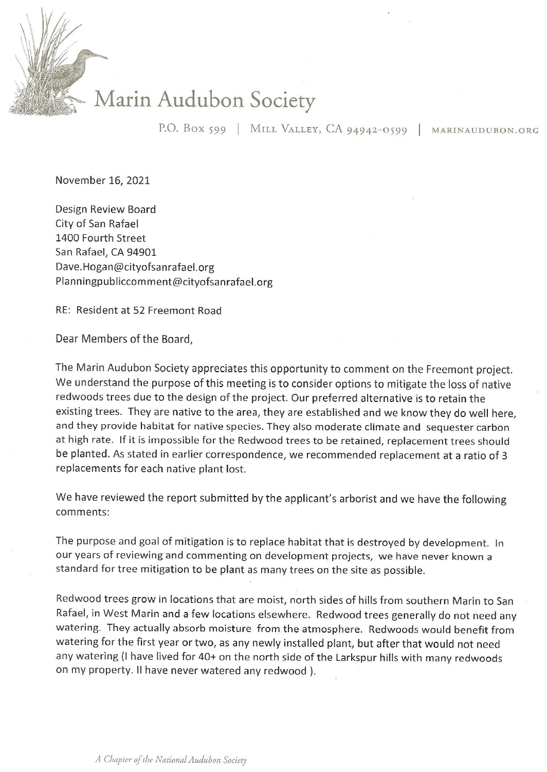# Marin Audubon Society

P.O. Box 599 | Mill Valley, CA 94942-0599 | marinaudubon.org

November 16, 2021

Design Review Board
City of San Rafael
1400 Fourth Street
San Rafael, CA 94901
Dave.Hogan@cityofsanrafael.org
Planningpubliccomment@cityofsanrafael.org

RE: Resident at 52 Freemont Road

Dear Members of the Board,

The Marin Audubon Society appreciates this opportunity to comment on the Freemont project. We understand the purpose of this meeting is to consider options to mitigate the loss of native redwoods trees due to the design of the project. Our preferred alternative is to retain the existing trees. They are native to the area, they are established and we know they do well here, and they provide habitat for native species. They also moderate climate and sequester carbon at high rate. If it is impossible for the Redwood trees to be retained, replacement trees should be planted. As stated in earlier correspondence, we recommended replacement at a ratio of 3 replacements for each native plant lost.

We have reviewed the report submitted by the applicant's arborist and we have the following comments:

The purpose and goal of mitigation is to replace habitat that is destroyed by development. In our years of reviewing and commenting on development projects, we have never known a standard for tree mitigation to be plant as many trees on the site as possible.

Redwood trees grow in locations that are moist, north sides of hills from southern Marin to San Rafael, in West Marin and a few locations elsewhere. Redwood trees generally do not need any watering. They actually absorb moisture from the atmosphere. Redwoods would benefit from watering for the first year or two, as any newly installed plant, but after that would not need any watering (I have lived for 40+ on the north side of the Larkspur hills with many redwoods on my property. Il have never watered any redwood ).

*A Chapter of the National Audubon Society*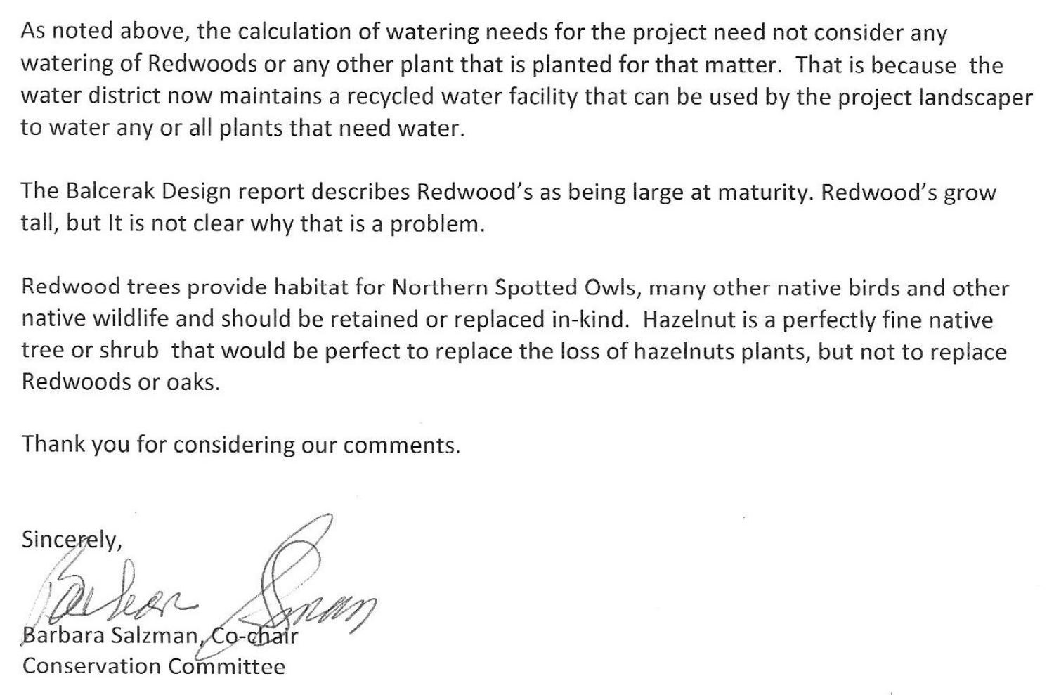As noted above, the calculation of watering needs for the project need not consider any watering of Redwoods or any other plant that is planted for that matter. That is because the water district now maintains a recycled water facility that can be used by the project landscaper to water any or all plants that need water.

The Balcerak Design report describes Redwood's as being large at maturity. Redwood's grow tall, but It is not clear why that is a problem.

Redwood trees provide habitat for Northern Spotted Owls, many other native birds and other native wildlife and should be retained or replaced in-kind. Hazelnut is a perfectly fine native tree or shrub that would be perfect to replace the loss of hazelnuts plants, but not to replace Redwoods or oaks.

Thank you for considering our comments.

Sincerely,

Barbara Salzman, Co-chair
Conservation Committee